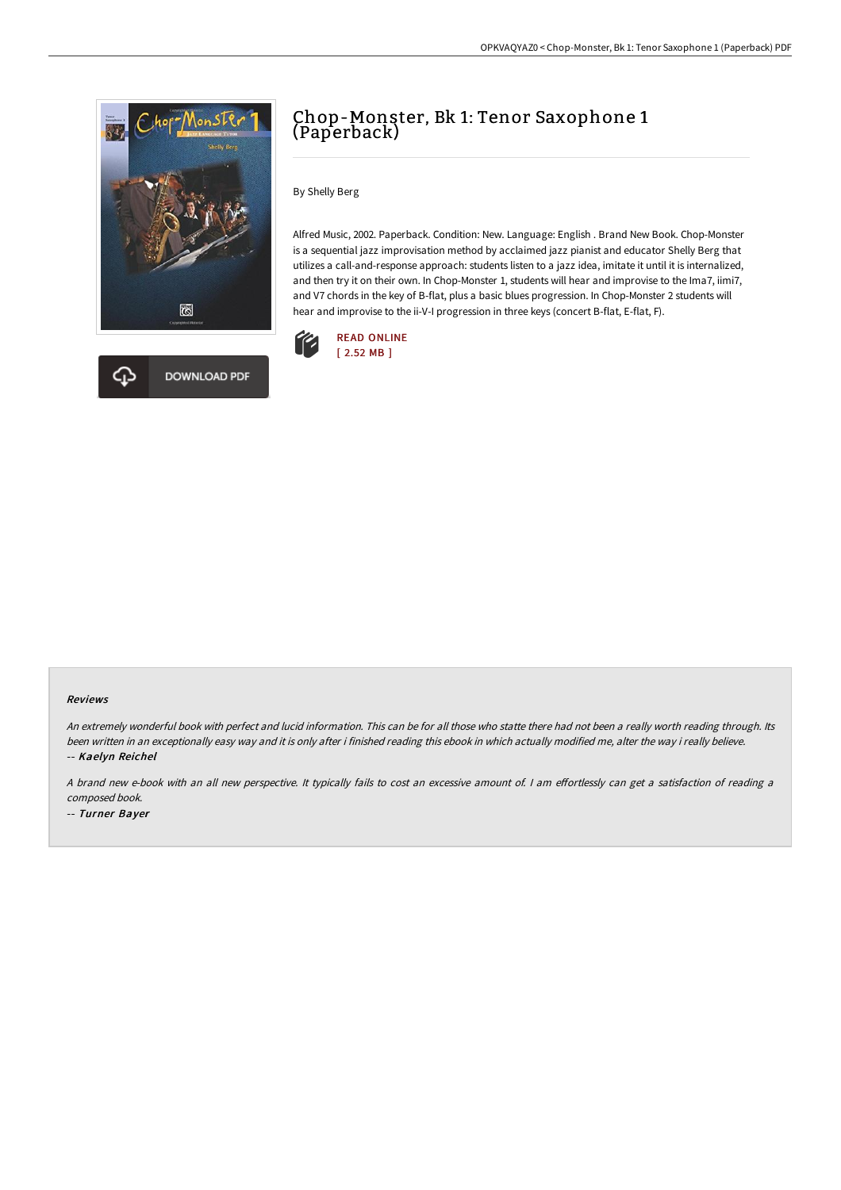# Chop-Monster, Bk 1: Tenor Saxophone 1 (Paperback)

By Shelly Berg

Alfred Music, 2002. Paperback. Condition: New. Language: English . Brand New Book. Chop-Monster is a sequential jazz improvisation method by acclaimed jazz pianist and educator Shelly Berg that utilizes a call-and-response approach: students listen to a jazz idea, imitate it until it is internalized, and then try it on their own. In Chop-Monster 1, students will hear and improvise to the Ima7, iimi7, and V7 chords in the key of B-flat, plus a basic blues progression. In Chop-Monster 2 students will hear and improvise to the ii-V-I progression in three keys (concert B-flat, E-flat, F).

READ ONLINE
[ 2.52 MB ]

DOWNLOAD PDF

### Reviews

*An extremely wonderful book with perfect and lucid information. This can be for all those who statte there had not been a really worth reading through. Its been written in an exceptionally easy way and it is only after i finished reading this ebook in which actually modified me, alter the way i really believe.*

-- ***Kaelyn Reichel***

*A brand new e-book with an all new perspective. It typically fails to cost an excessive amount of. I am effortlessly can get a satisfaction of reading a composed book.*

-- ***Turner Bayer***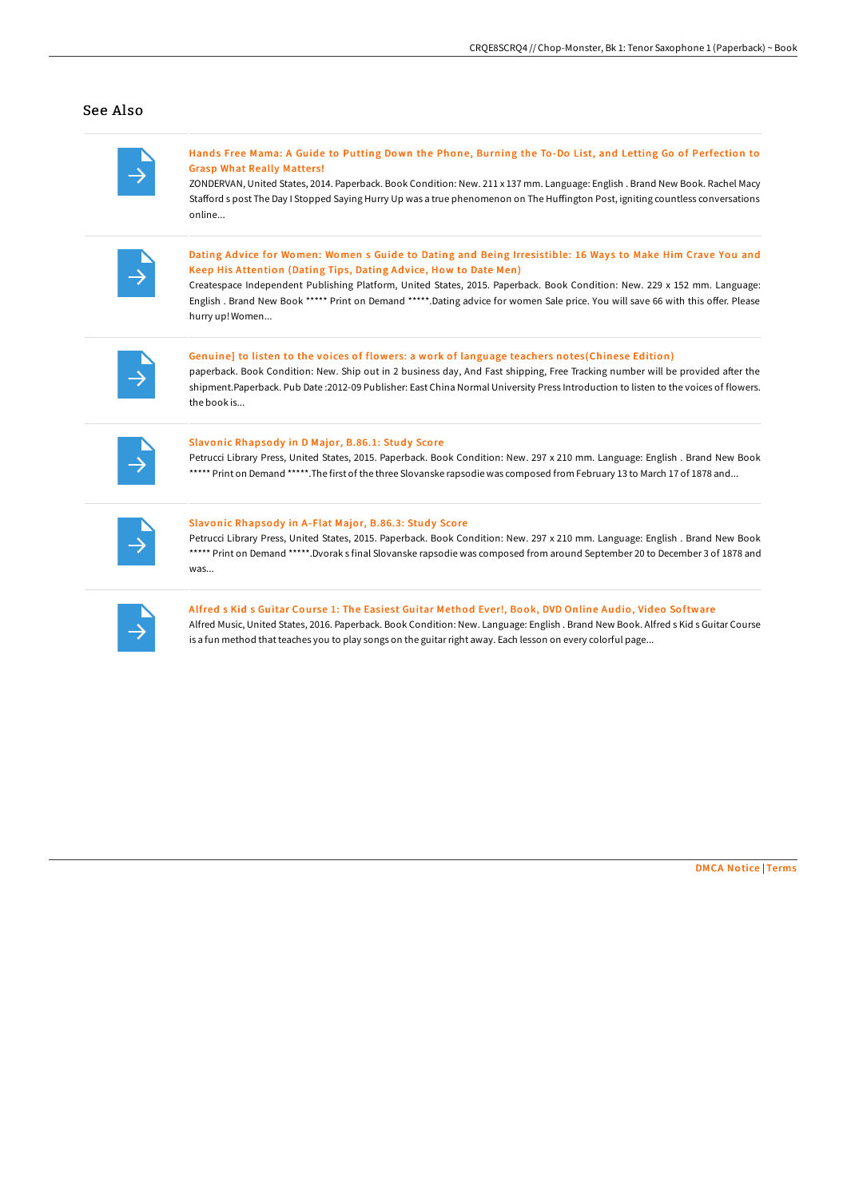## See Also

**Hands Free Mama: A Guide to Putting Down the Phone, Burning the To-Do List, and Letting Go of Perfection to Grasp What Really Matters!**

ZONDERVAN, United States, 2014. Paperback. Book Condition: New. 211 x 137 mm. Language: English . Brand New Book. Rachel Macy Stafford s post The Day I Stopped Saying Hurry Up was a true phenomenon on The Huffington Post, igniting countless conversations online...

**Dating Advice for Women: Women s Guide to Dating and Being Irresistible: 16 Ways to Make Him Crave You and Keep His Attention (Dating Tips, Dating Advice, How to Date Men)**

Createspace Independent Publishing Platform, United States, 2015. Paperback. Book Condition: New. 229 x 152 mm. Language: English . Brand New Book ***** Print on Demand *****.Dating advice for women Sale price. You will save 66 with this offer. Please hurry up! Women...

**Genuine] to listen to the voices of flowers: a work of language teachers notes(Chinese Edition)**

paperback. Book Condition: New. Ship out in 2 business day, And Fast shipping, Free Tracking number will be provided after the shipment.Paperback. Pub Date :2012-09 Publisher: East China Normal University Press Introduction to listen to the voices of flowers. the book is...

**Slavonic Rhapsody in D Major, B.86.1: Study Score**

Petrucci Library Press, United States, 2015. Paperback. Book Condition: New. 297 x 210 mm. Language: English . Brand New Book ***** Print on Demand *****.The first of the three Slovanske rapsodie was composed from February 13 to March 17 of 1878 and...

**Slavonic Rhapsody in A-Flat Major, B.86.3: Study Score**

Petrucci Library Press, United States, 2015. Paperback. Book Condition: New. 297 x 210 mm. Language: English . Brand New Book ***** Print on Demand *****.Dvorak s final Slovanske rapsodie was composed from around September 20 to December 3 of 1878 and was...

**Alfred s Kid s Guitar Course 1: The Easiest Guitar Method Ever!, Book, DVD Online Audio, Video Software**

Alfred Music, United States, 2016. Paperback. Book Condition: New. Language: English . Brand New Book. Alfred s Kid s Guitar Course is a fun method that teaches you to play songs on the guitar right away. Each lesson on every colorful page...

DMCA Notice | Terms